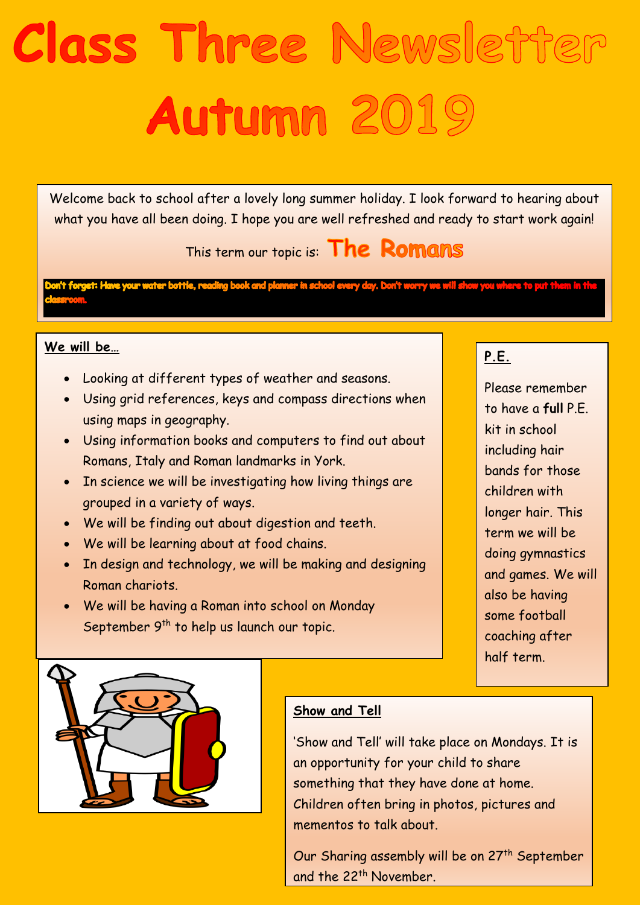# Class Three Newsletter Autumn 2019

Welcome back to school after a lovely long summer holiday. I look forward to hearing about what you have all been doing. I hope you are well refreshed and ready to start work again!

This term our topic is: **The Romans**

**Don't forget: Have your water bottle, reading book and planner in school every day. Don't worry we will show you where to put them in the classroom.**

## We will be…

- Looking at different types of weather and seasons.
- Using grid references, keys and compass directions when using maps in geography.
- Using information books and computers to find out about Romans, Italy and Roman landmarks in York.
- In science we will be investigating how living things are grouped in a variety of ways.
- We will be finding out about digestion and teeth.
- We will be learning about at food chains.
- In design and technology, we will be making and designing Roman chariots.
- We will be having a Roman into school on Monday September 9th to help us launch our topic.

## P.E.

Please remember to have a **full** P.E. kit in school including hair bands for those children with longer hair. This term we will be doing gymnastics and games. We will also be having some football coaching after half term.

## Show and Tell

'Show and Tell' will take place on Mondays. It is an opportunity for your child to share something that they have done at home. Children often bring in photos, pictures and mementos to talk about.

Our Sharing assembly will be on 27th September and the 22th November.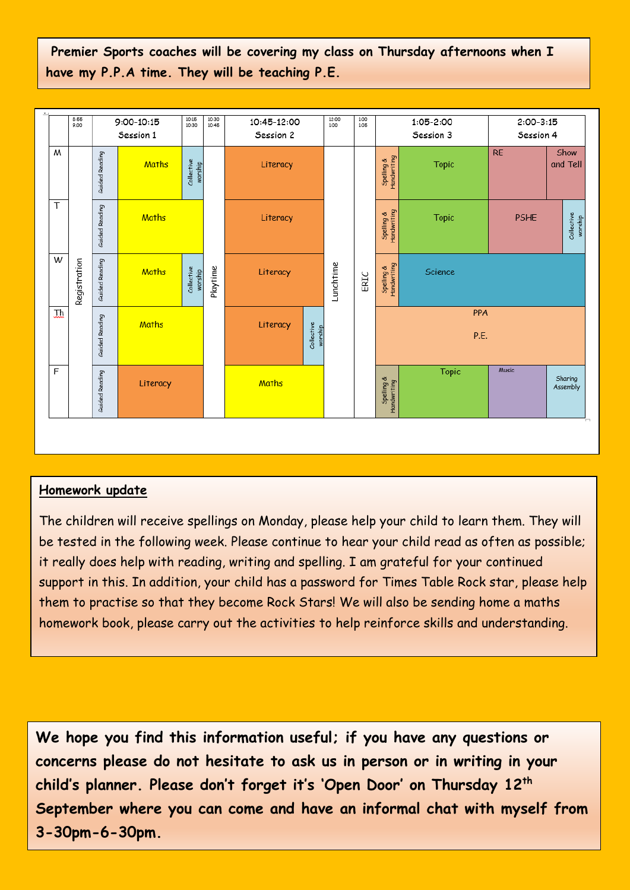**Premier Sports coaches will be covering my class on Thursday afternoons when I have my P.P.A time. They will be teaching P.E.**

| | 8:55 9:00 | 9:00-10:15 Session 1 | | 10:15 10:30 | 10:30 10:45 | 10:45-12:00 Session 2 | | 12:00 1:00 | 1:00 1:05 | 1:05-2:00 Session 3 | | 2:00-3:15 Session 4 | |
|---|---|---|---|---|---|---|---|---|---|---|---|---|---|
| M | Registration | Guided Reading | Maths | Collective worship | Playtime | Literacy | | Lunchtime | ERIC | Spelling & Handwriting | Topic | RE | Show and Tell |
| T | Registration | Guided Reading | Maths | | Playtime | Literacy | | Lunchtime | ERIC | Spelling & Handwriting | Topic | PSHE | Collective worship |
| W | Registration | Guided Reading | Maths | Collective worship | Playtime | Literacy | | Lunchtime | ERIC | Spelling & Handwriting | Science | | |
| Th | Registration | Guided Reading | Maths | | Playtime | Literacy | Collective worship | Lunchtime | ERIC | PPA P.E. | | | |
| F | Registration | Guided Reading | Literacy | | Playtime | Maths | | Lunchtime | ERIC | Spelling & Handwriting | Topic | Music | Sharing Assembly |

**Homework update**

The children will receive spellings on Monday, please help your child to learn them. They will be tested in the following week. Please continue to hear your child read as often as possible; it really does help with reading, writing and spelling. I am grateful for your continued support in this. In addition, your child has a password for Times Table Rock star, please help them to practise so that they become Rock Stars! We will also be sending home a maths homework book, please carry out the activities to help reinforce skills and understanding.

**We hope you find this information useful; if you have any questions or concerns please do not hesitate to ask us in person or in writing in your child's planner. Please don't forget it's 'Open Door' on Thursday 12th September where you can come and have an informal chat with myself from 3-30pm-6-30pm.**